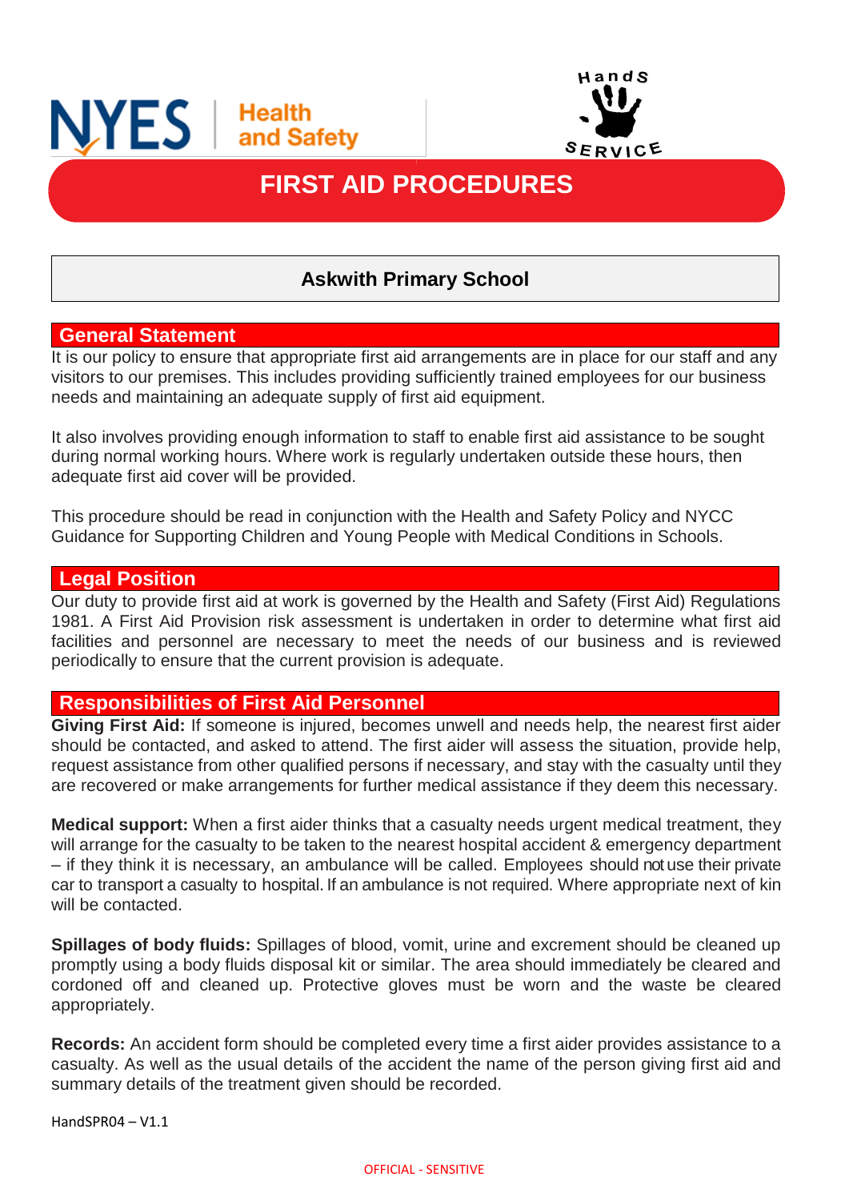NYES | Health and Safety

Hands SERVICE

# FIRST AID PROCEDURES

## Askwith Primary School

## General Statement

It is our policy to ensure that appropriate first aid arrangements are in place for our staff and any visitors to our premises. This includes providing sufficiently trained employees for our business needs and maintaining an adequate supply of first aid equipment.

It also involves providing enough information to staff to enable first aid assistance to be sought during normal working hours. Where work is regularly undertaken outside these hours, then adequate first aid cover will be provided.

This procedure should be read in conjunction with the Health and Safety Policy and NYCC Guidance for Supporting Children and Young People with Medical Conditions in Schools.

## Legal Position

Our duty to provide first aid at work is governed by the Health and Safety (First Aid) Regulations 1981. A First Aid Provision risk assessment is undertaken in order to determine what first aid facilities and personnel are necessary to meet the needs of our business and is reviewed periodically to ensure that the current provision is adequate.

## Responsibilities of First Aid Personnel

**Giving First Aid:** If someone is injured, becomes unwell and needs help, the nearest first aider should be contacted, and asked to attend. The first aider will assess the situation, provide help, request assistance from other qualified persons if necessary, and stay with the casualty until they are recovered or make arrangements for further medical assistance if they deem this necessary.

**Medical support:** When a first aider thinks that a casualty needs urgent medical treatment, they will arrange for the casualty to be taken to the nearest hospital accident & emergency department – if they think it is necessary, an ambulance will be called. Employees should not use their private car to transport a casualty to hospital. If an ambulance is not required. Where appropriate next of kin will be contacted.

**Spillages of body fluids:** Spillages of blood, vomit, urine and excrement should be cleaned up promptly using a body fluids disposal kit or similar. The area should immediately be cleared and cordoned off and cleaned up. Protective gloves must be worn and the waste be cleared appropriately.

**Records:** An accident form should be completed every time a first aider provides assistance to a casualty. As well as the usual details of the accident the name of the person giving first aid and summary details of the treatment given should be recorded.

HandSPR04 – V1.1

OFFICIAL - SENSITIVE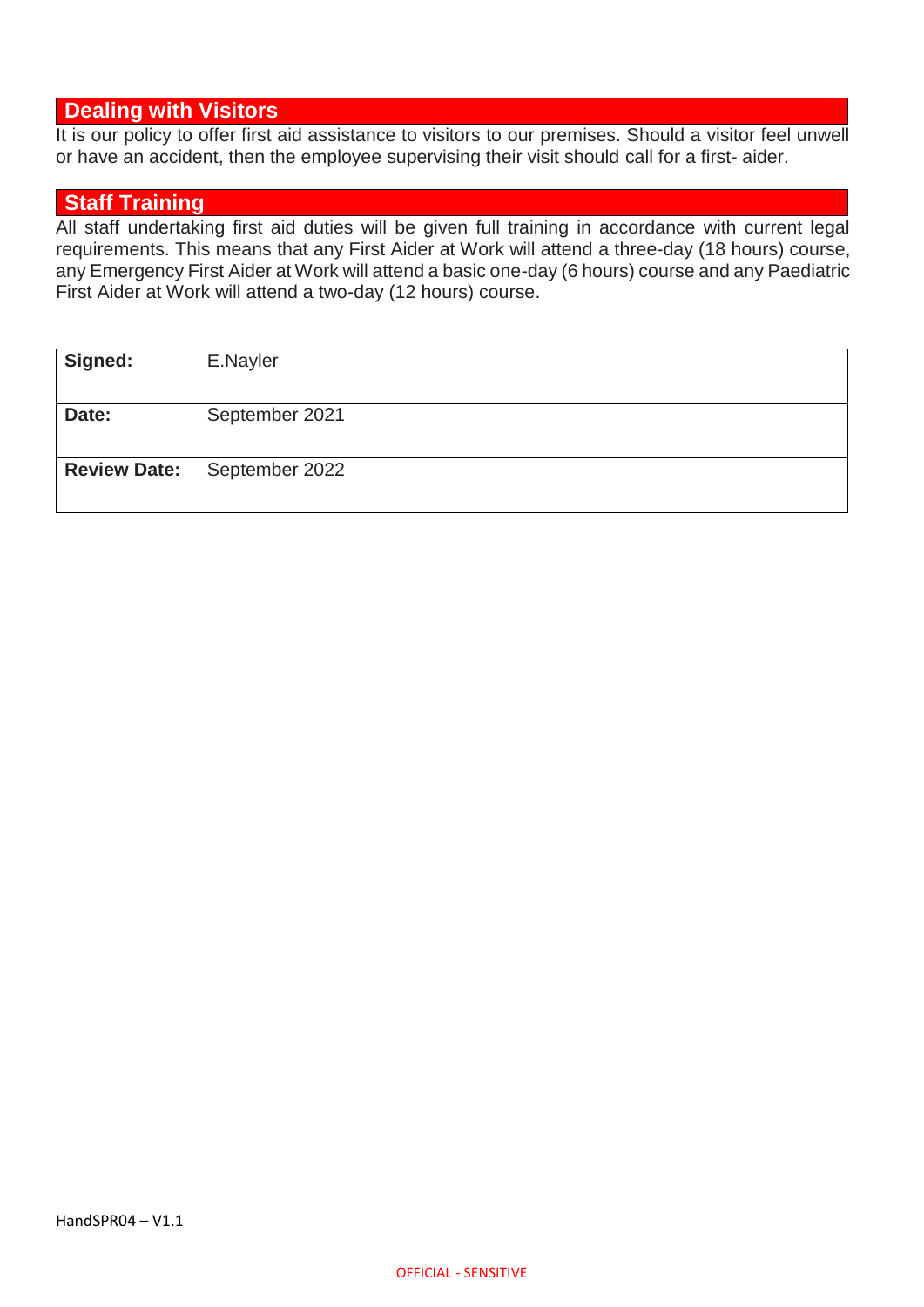## Dealing with Visitors

It is our policy to offer first aid assistance to visitors to our premises. Should a visitor feel unwell or have an accident, then the employee supervising their visit should call for a first- aider.

## Staff Training

All staff undertaking first aid duties will be given full training in accordance with current legal requirements. This means that any First Aider at Work will attend a three-day (18 hours) course, any Emergency First Aider at Work will attend a basic one-day (6 hours) course and any Paediatric First Aider at Work will attend a two-day (12 hours) course.

| | |
|---|---|
| **Signed:** | E.Nayler |
| **Date:** | September 2021 |
| **Review Date:** | September 2022 |

HandSPR04 – V1.1

OFFICIAL - SENSITIVE